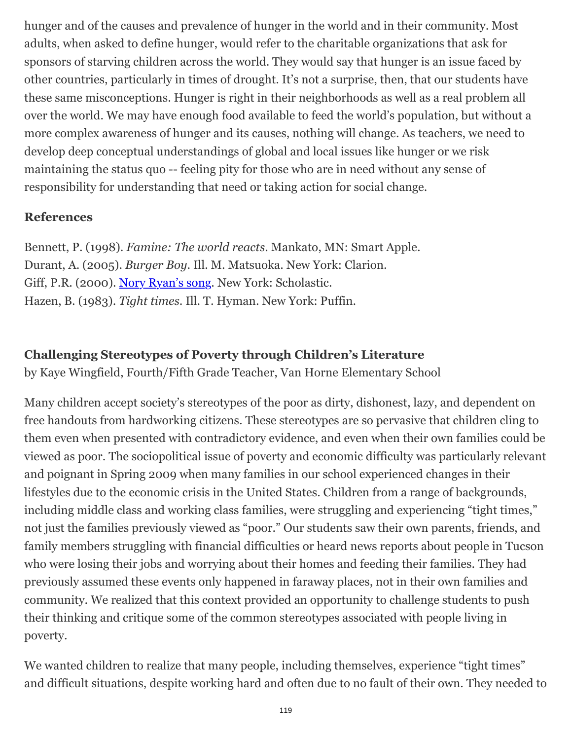hunger and of the causes and prevalence of hunger in the world and in their community. Most adults, when asked to define hunger, would refer to the charitable organizations that ask for sponsors of starving children across the world. They would say that hunger is an issue faced by other countries, particularly in times of drought. It's not a surprise, then, that our students have these same misconceptions. Hunger is right in their neighborhoods as well as a real problem all over the world. We may have enough food available to feed the world's population, but without a more complex awareness of hunger and its causes, nothing will change. As teachers, we need to develop deep conceptual understandings of global and local issues like hunger or we risk maintaining the status quo -- feeling pity for those who are in need without any sense of responsibility for understanding that need or taking action for social change.

**References**

Bennett, P. (1998). *Famine: The world reacts*. Mankato, MN: Smart Apple.
Durant, A. (2005). *Burger Boy*. Ill. M. Matsuoka. New York: Clarion.
Giff, P.R. (2000). [Nory Ryan's song](). New York: Scholastic.
Hazen, B. (1983). *Tight times*. Ill. T. Hyman. New York: Puffin.

## Challenging Stereotypes of Poverty through Children's Literature

by Kaye Wingfield, Fourth/Fifth Grade Teacher, Van Horne Elementary School

Many children accept society's stereotypes of the poor as dirty, dishonest, lazy, and dependent on free handouts from hardworking citizens. These stereotypes are so pervasive that children cling to them even when presented with contradictory evidence, and even when their own families could be viewed as poor. The sociopolitical issue of poverty and economic difficulty was particularly relevant and poignant in Spring 2009 when many families in our school experienced changes in their lifestyles due to the economic crisis in the United States. Children from a range of backgrounds, including middle class and working class families, were struggling and experiencing "tight times," not just the families previously viewed as "poor." Our students saw their own parents, friends, and family members struggling with financial difficulties or heard news reports about people in Tucson who were losing their jobs and worrying about their homes and feeding their families. They had previously assumed these events only happened in faraway places, not in their own families and community. We realized that this context provided an opportunity to challenge students to push their thinking and critique some of the common stereotypes associated with people living in poverty.

We wanted children to realize that many people, including themselves, experience "tight times" and difficult situations, despite working hard and often due to no fault of their own. They needed to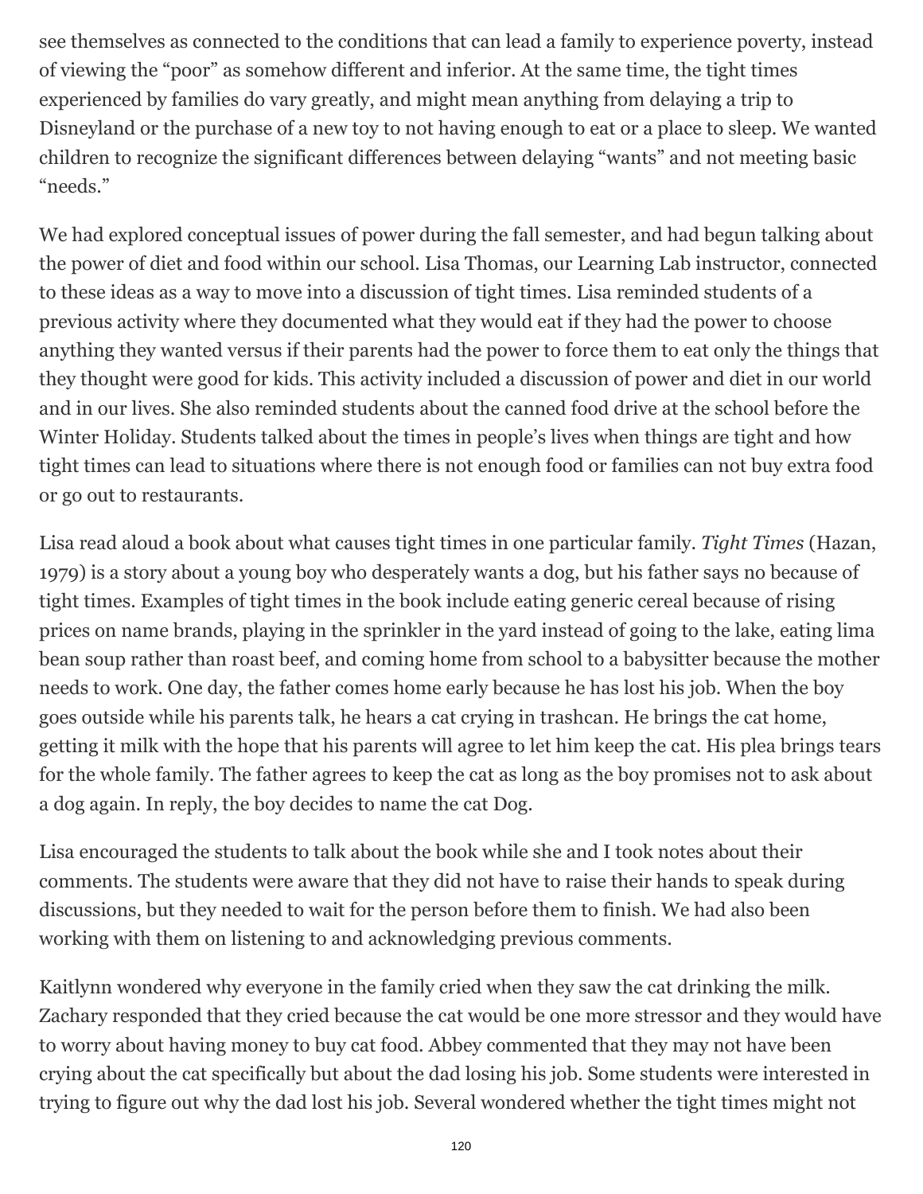see themselves as connected to the conditions that can lead a family to experience poverty, instead of viewing the "poor" as somehow different and inferior. At the same time, the tight times experienced by families do vary greatly, and might mean anything from delaying a trip to Disneyland or the purchase of a new toy to not having enough to eat or a place to sleep. We wanted children to recognize the significant differences between delaying "wants" and not meeting basic "needs."

We had explored conceptual issues of power during the fall semester, and had begun talking about the power of diet and food within our school. Lisa Thomas, our Learning Lab instructor, connected to these ideas as a way to move into a discussion of tight times. Lisa reminded students of a previous activity where they documented what they would eat if they had the power to choose anything they wanted versus if their parents had the power to force them to eat only the things that they thought were good for kids. This activity included a discussion of power and diet in our world and in our lives. She also reminded students about the canned food drive at the school before the Winter Holiday. Students talked about the times in people's lives when things are tight and how tight times can lead to situations where there is not enough food or families can not buy extra food or go out to restaurants.

Lisa read aloud a book about what causes tight times in one particular family. *Tight Times* (Hazan, 1979) is a story about a young boy who desperately wants a dog, but his father says no because of tight times. Examples of tight times in the book include eating generic cereal because of rising prices on name brands, playing in the sprinkler in the yard instead of going to the lake, eating lima bean soup rather than roast beef, and coming home from school to a babysitter because the mother needs to work. One day, the father comes home early because he has lost his job. When the boy goes outside while his parents talk, he hears a cat crying in trashcan. He brings the cat home, getting it milk with the hope that his parents will agree to let him keep the cat. His plea brings tears for the whole family. The father agrees to keep the cat as long as the boy promises not to ask about a dog again. In reply, the boy decides to name the cat Dog.

Lisa encouraged the students to talk about the book while she and I took notes about their comments. The students were aware that they did not have to raise their hands to speak during discussions, but they needed to wait for the person before them to finish. We had also been working with them on listening to and acknowledging previous comments.

Kaitlynn wondered why everyone in the family cried when they saw the cat drinking the milk. Zachary responded that they cried because the cat would be one more stressor and they would have to worry about having money to buy cat food. Abbey commented that they may not have been crying about the cat specifically but about the dad losing his job. Some students were interested in trying to figure out why the dad lost his job. Several wondered whether the tight times might not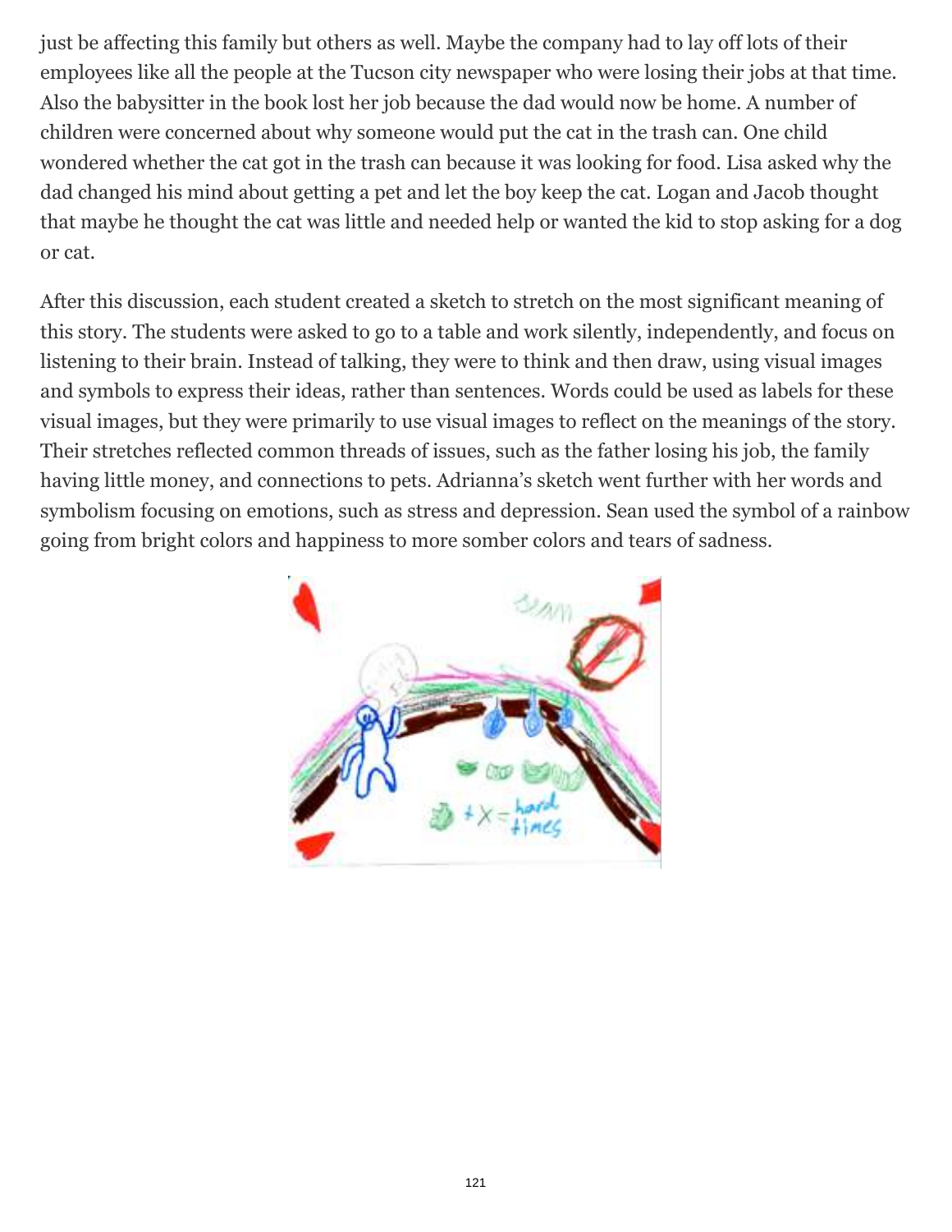just be affecting this family but others as well. Maybe the company had to lay off lots of their employees like all the people at the Tucson city newspaper who were losing their jobs at that time. Also the babysitter in the book lost her job because the dad would now be home. A number of children were concerned about why someone would put the cat in the trash can. One child wondered whether the cat got in the trash can because it was looking for food. Lisa asked why the dad changed his mind about getting a pet and let the boy keep the cat. Logan and Jacob thought that maybe he thought the cat was little and needed help or wanted the kid to stop asking for a dog or cat.

After this discussion, each student created a sketch to stretch on the most significant meaning of this story. The students were asked to go to a table and work silently, independently, and focus on listening to their brain. Instead of talking, they were to think and then draw, using visual images and symbols to express their ideas, rather than sentences. Words could be used as labels for these visual images, but they were primarily to use visual images to reflect on the meanings of the story. Their stretches reflected common threads of issues, such as the father losing his job, the family having little money, and connections to pets. Adrianna's sketch went further with her words and symbolism focusing on emotions, such as stress and depression. Sean used the symbol of a rainbow going from bright colors and happiness to more somber colors and tears of sadness.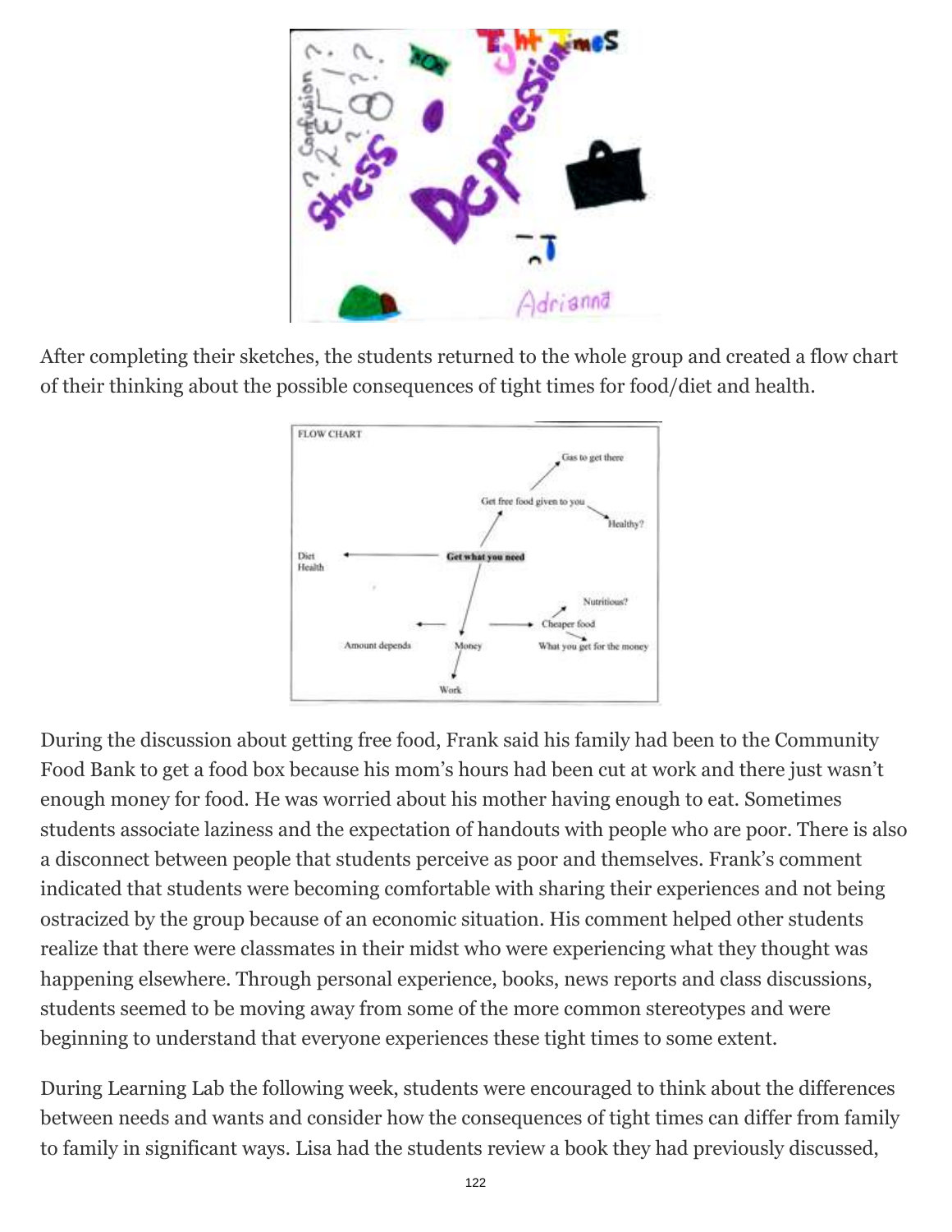After completing their sketches, the students returned to the whole group and created a flow chart of their thinking about the possible consequences of tight times for food/diet and health.

During the discussion about getting free food, Frank said his family had been to the Community Food Bank to get a food box because his mom's hours had been cut at work and there just wasn't enough money for food. He was worried about his mother having enough to eat. Sometimes students associate laziness and the expectation of handouts with people who are poor. There is also a disconnect between people that students perceive as poor and themselves. Frank's comment indicated that students were becoming comfortable with sharing their experiences and not being ostracized by the group because of an economic situation. His comment helped other students realize that there were classmates in their midst who were experiencing what they thought was happening elsewhere. Through personal experience, books, news reports and class discussions, students seemed to be moving away from some of the more common stereotypes and were beginning to understand that everyone experiences these tight times to some extent.

During Learning Lab the following week, students were encouraged to think about the differences between needs and wants and consider how the consequences of tight times can differ from family to family in significant ways. Lisa had the students review a book they had previously discussed,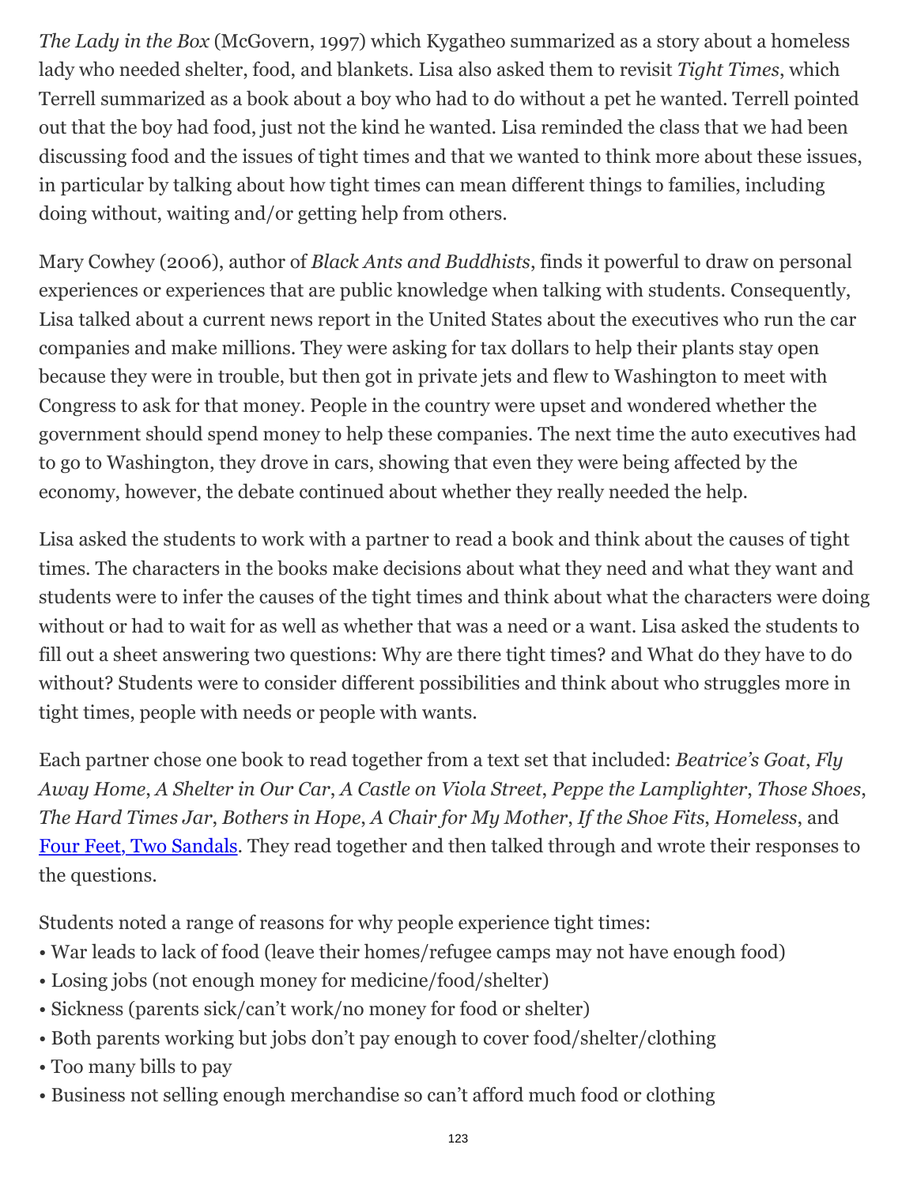*The Lady in the Box* (McGovern, 1997) which Kygatheo summarized as a story about a homeless lady who needed shelter, food, and blankets. Lisa also asked them to revisit *Tight Times*, which Terrell summarized as a book about a boy who had to do without a pet he wanted. Terrell pointed out that the boy had food, just not the kind he wanted. Lisa reminded the class that we had been discussing food and the issues of tight times and that we wanted to think more about these issues, in particular by talking about how tight times can mean different things to families, including doing without, waiting and/or getting help from others.

Mary Cowhey (2006), author of *Black Ants and Buddhists*, finds it powerful to draw on personal experiences or experiences that are public knowledge when talking with students. Consequently, Lisa talked about a current news report in the United States about the executives who run the car companies and make millions. They were asking for tax dollars to help their plants stay open because they were in trouble, but then got in private jets and flew to Washington to meet with Congress to ask for that money. People in the country were upset and wondered whether the government should spend money to help these companies. The next time the auto executives had to go to Washington, they drove in cars, showing that even they were being affected by the economy, however, the debate continued about whether they really needed the help.

Lisa asked the students to work with a partner to read a book and think about the causes of tight times. The characters in the books make decisions about what they need and what they want and students were to infer the causes of the tight times and think about what the characters were doing without or had to wait for as well as whether that was a need or a want. Lisa asked the students to fill out a sheet answering two questions: Why are there tight times? and What do they have to do without? Students were to consider different possibilities and think about who struggles more in tight times, people with needs or people with wants.

Each partner chose one book to read together from a text set that included: *Beatrice's Goat*, *Fly Away Home*, *A Shelter in Our Car*, *A Castle on Viola Street*, *Peppe the Lamplighter*, *Those Shoes*, *The Hard Times Jar*, *Bothers in Hope*, *A Chair for My Mother*, *If the Shoe Fits*, *Homeless*, and Four Feet, Two Sandals. They read together and then talked through and wrote their responses to the questions.

Students noted a range of reasons for why people experience tight times:

- War leads to lack of food (leave their homes/refugee camps may not have enough food)
- Losing jobs (not enough money for medicine/food/shelter)
- Sickness (parents sick/can't work/no money for food or shelter)
- Both parents working but jobs don't pay enough to cover food/shelter/clothing
- Too many bills to pay
- Business not selling enough merchandise so can't afford much food or clothing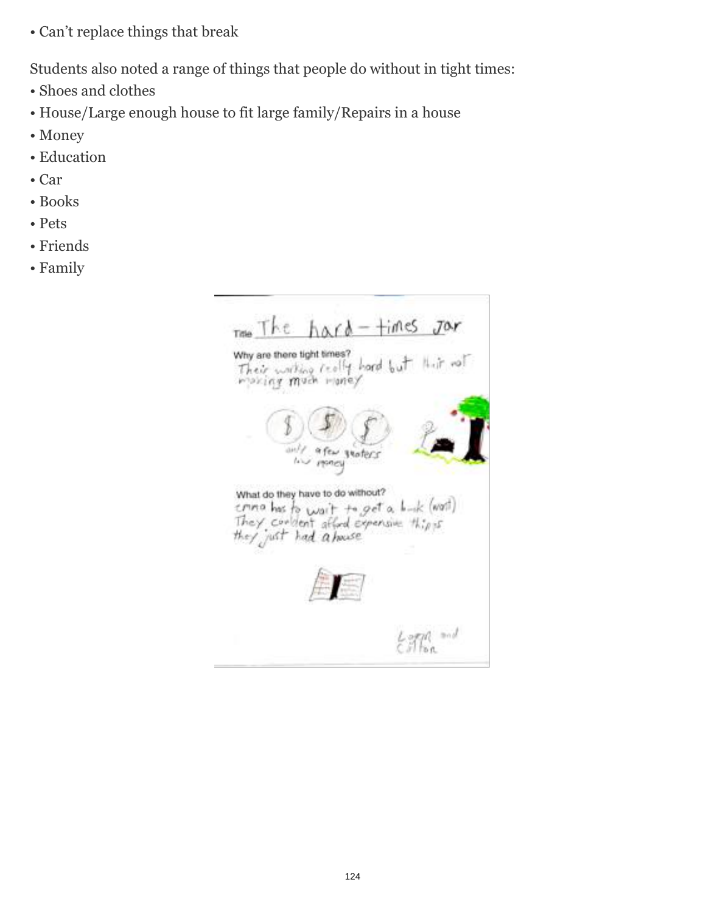• Can't replace things that break

Students also noted a range of things that people do without in tight times:

- Shoes and clothes
- House/Large enough house to fit large family/Repairs in a house
- Money
- Education
- Car
- Books
- Pets
- Friends
- Family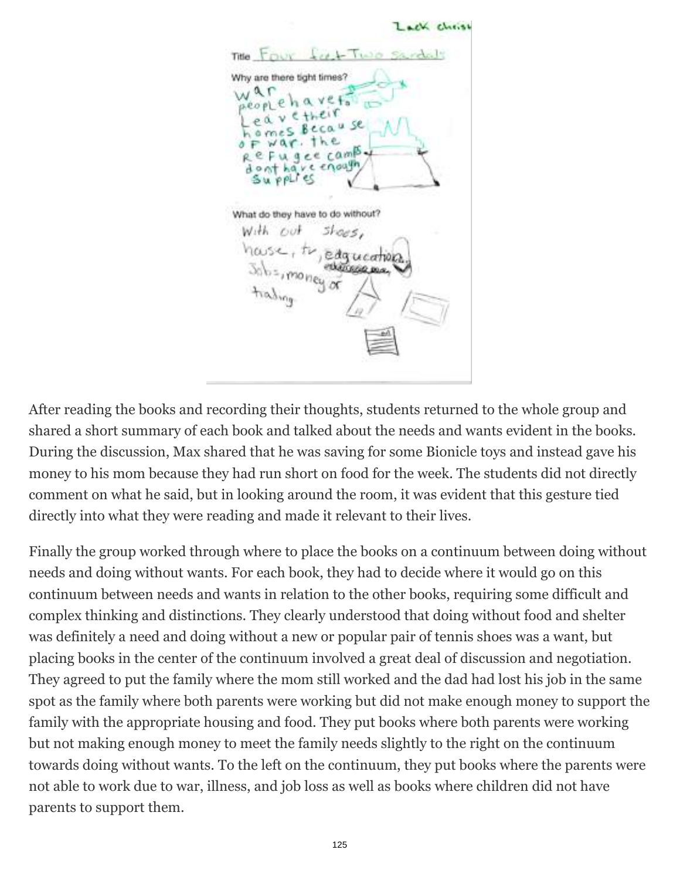After reading the books and recording their thoughts, students returned to the whole group and shared a short summary of each book and talked about the needs and wants evident in the books. During the discussion, Max shared that he was saving for some Bionicle toys and instead gave his money to his mom because they had run short on food for the week. The students did not directly comment on what he said, but in looking around the room, it was evident that this gesture tied directly into what they were reading and made it relevant to their lives.

Finally the group worked through where to place the books on a continuum between doing without needs and doing without wants. For each book, they had to decide where it would go on this continuum between needs and wants in relation to the other books, requiring some difficult and complex thinking and distinctions. They clearly understood that doing without food and shelter was definitely a need and doing without a new or popular pair of tennis shoes was a want, but placing books in the center of the continuum involved a great deal of discussion and negotiation. They agreed to put the family where the mom still worked and the dad had lost his job in the same spot as the family where both parents were working but did not make enough money to support the family with the appropriate housing and food. They put books where both parents were working but not making enough money to meet the family needs slightly to the right on the continuum towards doing without wants. To the left on the continuum, they put books where the parents were not able to work due to war, illness, and job loss as well as books where children did not have parents to support them.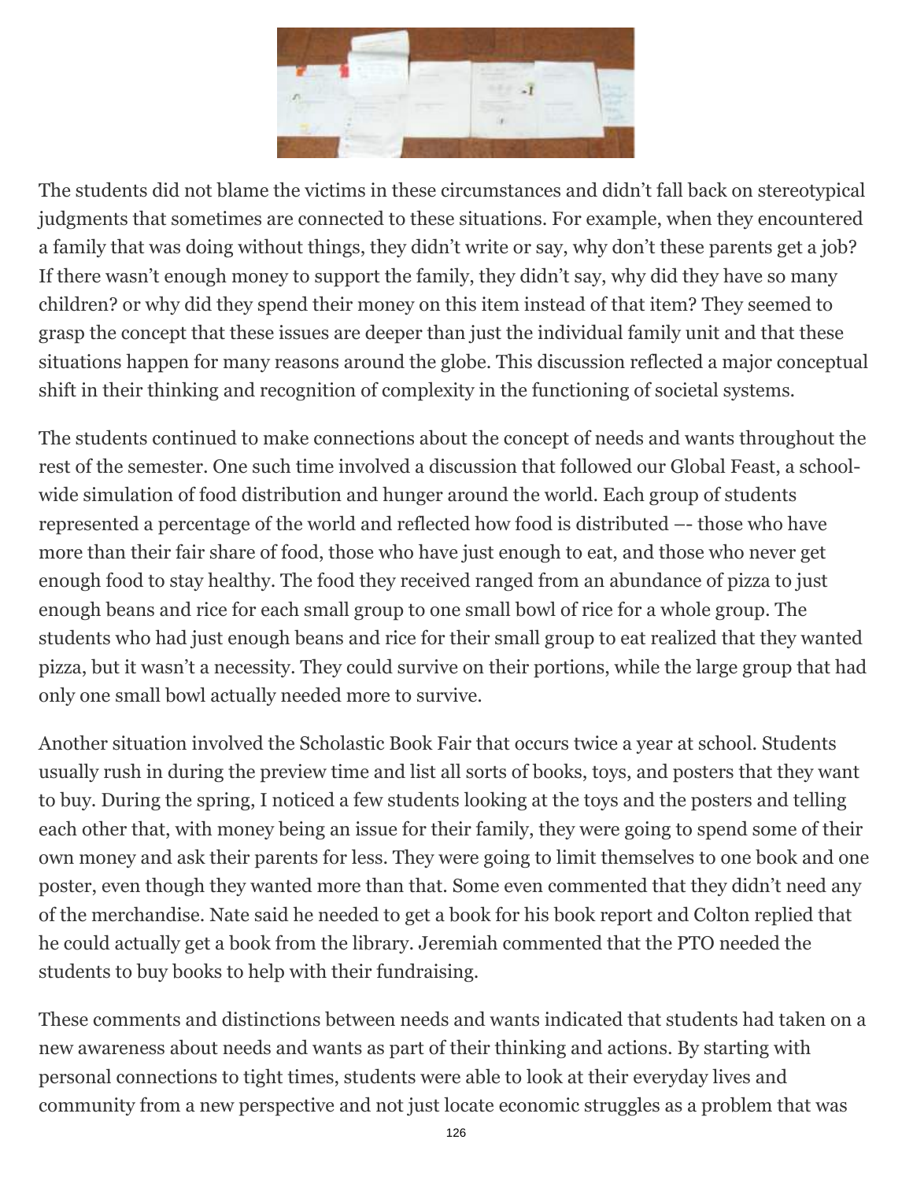The students did not blame the victims in these circumstances and didn't fall back on stereotypical judgments that sometimes are connected to these situations. For example, when they encountered a family that was doing without things, they didn't write or say, why don't these parents get a job? If there wasn't enough money to support the family, they didn't say, why did they have so many children? or why did they spend their money on this item instead of that item? They seemed to grasp the concept that these issues are deeper than just the individual family unit and that these situations happen for many reasons around the globe. This discussion reflected a major conceptual shift in their thinking and recognition of complexity in the functioning of societal systems.

The students continued to make connections about the concept of needs and wants throughout the rest of the semester. One such time involved a discussion that followed our Global Feast, a school-wide simulation of food distribution and hunger around the world. Each group of students represented a percentage of the world and reflected how food is distributed –- those who have more than their fair share of food, those who have just enough to eat, and those who never get enough food to stay healthy. The food they received ranged from an abundance of pizza to just enough beans and rice for each small group to one small bowl of rice for a whole group. The students who had just enough beans and rice for their small group to eat realized that they wanted pizza, but it wasn't a necessity. They could survive on their portions, while the large group that had only one small bowl actually needed more to survive.

Another situation involved the Scholastic Book Fair that occurs twice a year at school. Students usually rush in during the preview time and list all sorts of books, toys, and posters that they want to buy. During the spring, I noticed a few students looking at the toys and the posters and telling each other that, with money being an issue for their family, they were going to spend some of their own money and ask their parents for less. They were going to limit themselves to one book and one poster, even though they wanted more than that. Some even commented that they didn't need any of the merchandise. Nate said he needed to get a book for his book report and Colton replied that he could actually get a book from the library. Jeremiah commented that the PTO needed the students to buy books to help with their fundraising.

These comments and distinctions between needs and wants indicated that students had taken on a new awareness about needs and wants as part of their thinking and actions. By starting with personal connections to tight times, students were able to look at their everyday lives and community from a new perspective and not just locate economic struggles as a problem that was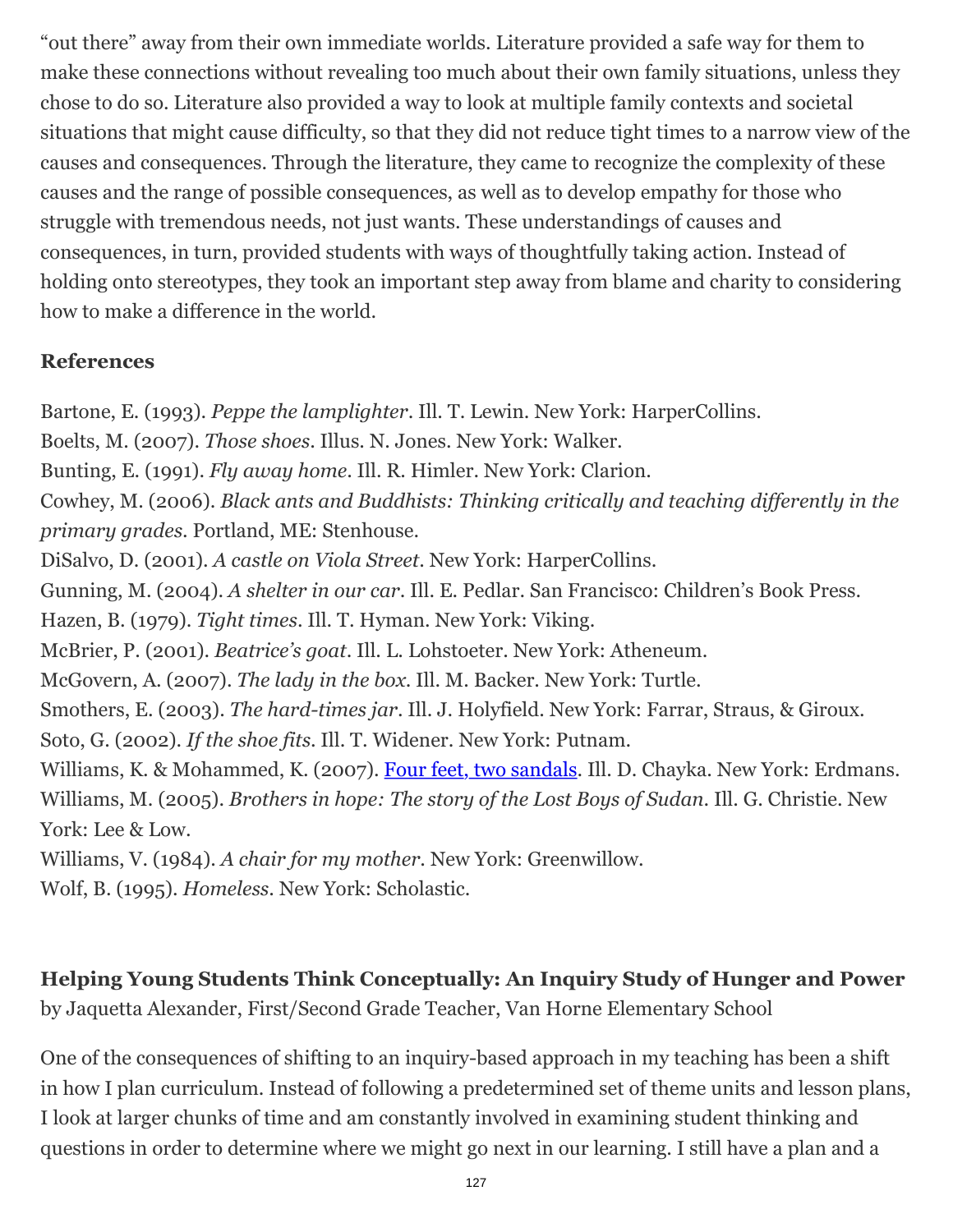"out there" away from their own immediate worlds. Literature provided a safe way for them to make these connections without revealing too much about their own family situations, unless they chose to do so. Literature also provided a way to look at multiple family contexts and societal situations that might cause difficulty, so that they did not reduce tight times to a narrow view of the causes and consequences. Through the literature, they came to recognize the complexity of these causes and the range of possible consequences, as well as to develop empathy for those who struggle with tremendous needs, not just wants. These understandings of causes and consequences, in turn, provided students with ways of thoughtfully taking action. Instead of holding onto stereotypes, they took an important step away from blame and charity to considering how to make a difference in the world.

**References**

Bartone, E. (1993). *Peppe the lamplighter*. Ill. T. Lewin. New York: HarperCollins.
Boelts, M. (2007). *Those shoes*. Illus. N. Jones. New York: Walker.
Bunting, E. (1991). *Fly away home*. Ill. R. Himler. New York: Clarion.
Cowhey, M. (2006). *Black ants and Buddhists: Thinking critically and teaching differently in the primary grades*. Portland, ME: Stenhouse.
DiSalvo, D. (2001). *A castle on Viola Street*. New York: HarperCollins.
Gunning, M. (2004). *A shelter in our car*. Ill. E. Pedlar. San Francisco: Children's Book Press.
Hazen, B. (1979). *Tight times*. Ill. T. Hyman. New York: Viking.
McBrier, P. (2001). *Beatrice's goat*. Ill. L. Lohstoeter. New York: Atheneum.
McGovern, A. (2007). *The lady in the box*. Ill. M. Backer. New York: Turtle.
Smothers, E. (2003). *The hard-times jar*. Ill. J. Holyfield. New York: Farrar, Straus, & Giroux.
Soto, G. (2002). *If the shoe fits*. Ill. T. Widener. New York: Putnam.
Williams, K. & Mohammed, K. (2007). Four feet, two sandals. Ill. D. Chayka. New York: Erdmans.
Williams, M. (2005). *Brothers in hope: The story of the Lost Boys of Sudan*. Ill. G. Christie. New York: Lee & Low.
Williams, V. (1984). *A chair for my mother*. New York: Greenwillow.
Wolf, B. (1995). *Homeless*. New York: Scholastic.

**Helping Young Students Think Conceptually: An Inquiry Study of Hunger and Power**
by Jaquetta Alexander, First/Second Grade Teacher, Van Horne Elementary School

One of the consequences of shifting to an inquiry-based approach in my teaching has been a shift in how I plan curriculum. Instead of following a predetermined set of theme units and lesson plans, I look at larger chunks of time and am constantly involved in examining student thinking and questions in order to determine where we might go next in our learning. I still have a plan and a